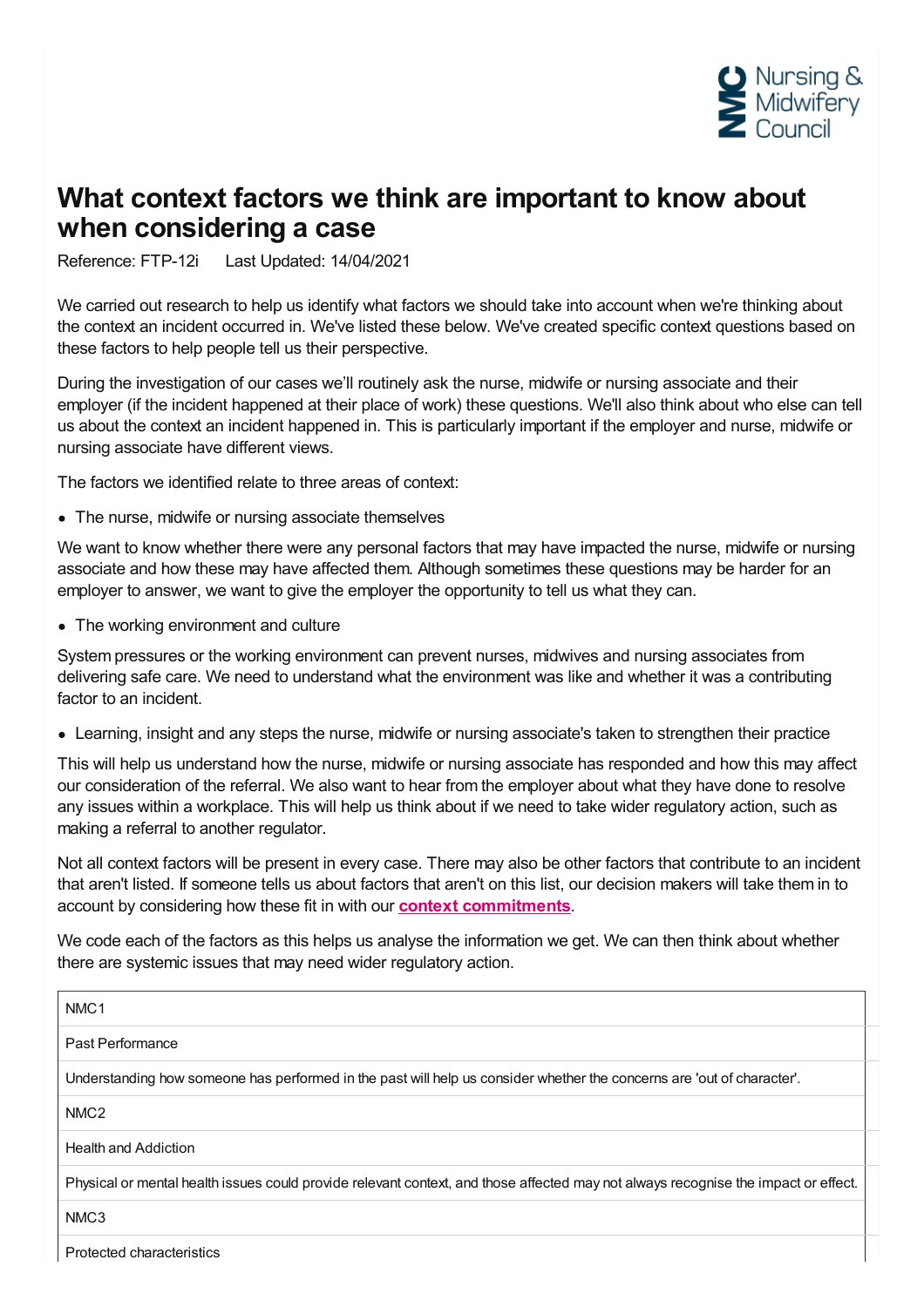# What context factors we think are important to know about when considering a case

Reference: FTP-12i Last Updated: 14/04/2021

We carried out research to help us identify what factors we should take into account when we're thinking about the context an incident occurred in. We've listed these below. We've created specific context questions based on these factors to help people tell us their perspective.

During the investigation of our cases we'll routinely ask the nurse, midwife or nursing associate and their employer (if the incident happened at their place of work) these questions. We'll also think about who else can tell us about the context an incident happened in. This is particularly important if the employer and nurse, midwife or nursing associate have different views.

The factors we identified relate to three areas of context:

- The nurse, midwife or nursing associate themselves

We want to know whether there were any personal factors that may have impacted the nurse, midwife or nursing associate and how these may have affected them. Although sometimes these questions may be harder for an employer to answer, we want to give the employer the opportunity to tell us what they can.

- The working environment and culture

System pressures or the working environment can prevent nurses, midwives and nursing associates from delivering safe care. We need to understand what the environment was like and whether it was a contributing factor to an incident.

- Learning, insight and any steps the nurse, midwife or nursing associate's taken to strengthen their practice

This will help us understand how the nurse, midwife or nursing associate has responded and how this may affect our consideration of the referral. We also want to hear from the employer about what they have done to resolve any issues within a workplace. This will help us think about if we need to take wider regulatory action, such as making a referral to another regulator.

Not all context factors will be present in every case. There may also be other factors that contribute to an incident that aren't listed. If someone tells us about factors that aren't on this list, our decision makers will take them in to account by considering how these fit in with our **context commitments**.

We code each of the factors as this helps us analyse the information we get. We can then think about whether there are systemic issues that may need wider regulatory action.

| NMC1 |
|---|
| Past Performance |
| Understanding how someone has performed in the past will help us consider whether the concerns are 'out of character'. |
| NMC2 |
| Health and Addiction |
| Physical or mental health issues could provide relevant context, and those affected may not always recognise the impact or effect. |
| NMC3 |
| Protected characteristics |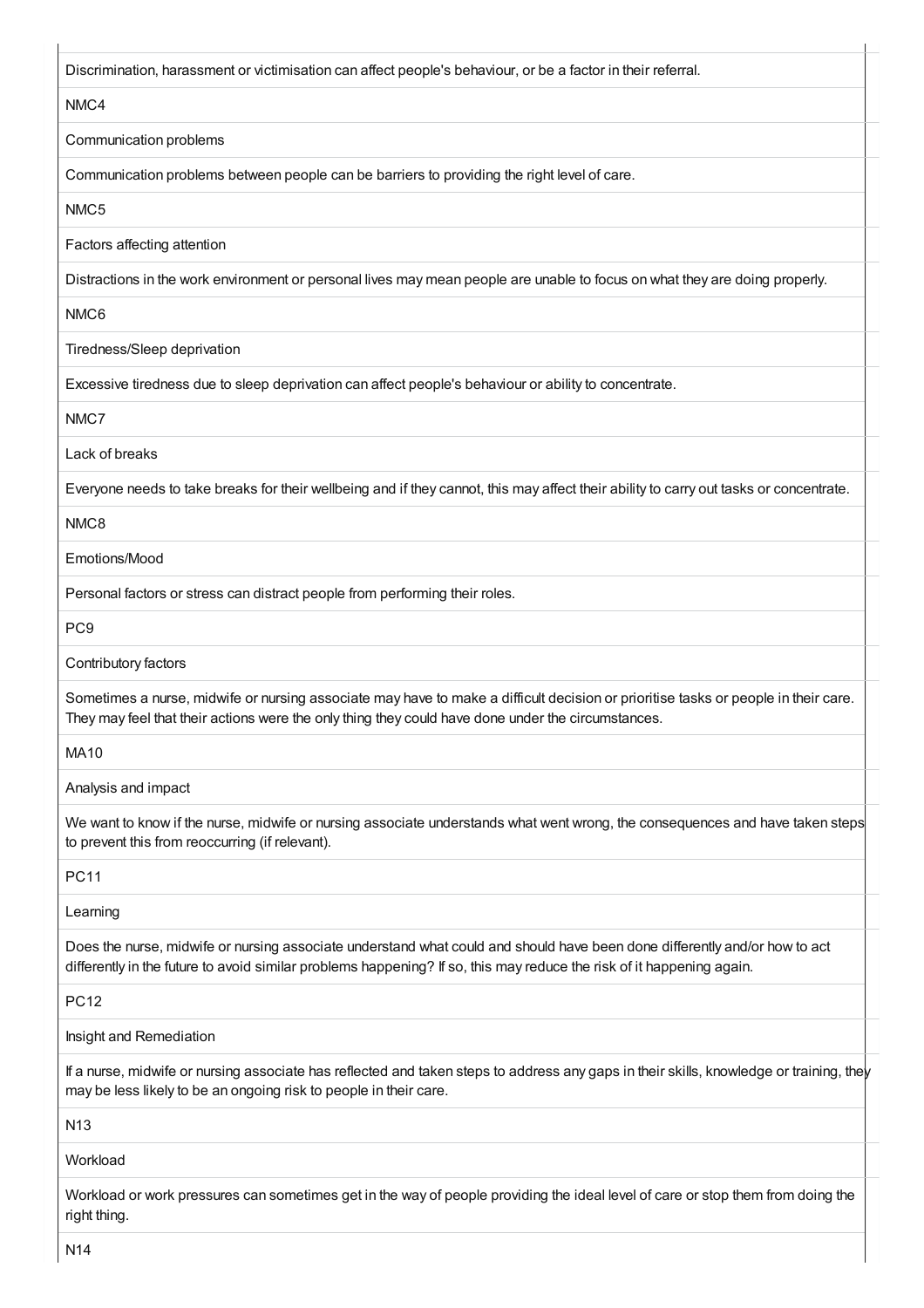Discrimination, harassment or victimisation can affect people's behaviour, or be a factor in their referral.

NMC4

Communication problems

Communication problems between people can be barriers to providing the right level of care.

NMC5

Factors affecting attention

Distractions in the work environment or personal lives may mean people are unable to focus on what they are doing properly.

NMC6

Tiredness/Sleep deprivation

Excessive tiredness due to sleep deprivation can affect people's behaviour or ability to concentrate.

NMC7

Lack of breaks

Everyone needs to take breaks for their wellbeing and if they cannot, this may affect their ability to carry out tasks or concentrate.

NMC8

Emotions/Mood

Personal factors or stress can distract people from performing their roles.

PC9

Contributory factors

Sometimes a nurse, midwife or nursing associate may have to make a difficult decision or prioritise tasks or people in their care. They may feel that their actions were the only thing they could have done under the circumstances.

MA10

Analysis and impact

We want to know if the nurse, midwife or nursing associate understands what went wrong, the consequences and have taken steps to prevent this from reoccurring (if relevant).

PC11

Learning

Does the nurse, midwife or nursing associate understand what could and should have been done differently and/or how to act differently in the future to avoid similar problems happening? If so, this may reduce the risk of it happening again.

PC12

Insight and Remediation

If a nurse, midwife or nursing associate has reflected and taken steps to address any gaps in their skills, knowledge or training, they may be less likely to be an ongoing risk to people in their care.

N13

Workload

Workload or work pressures can sometimes get in the way of people providing the ideal level of care or stop them from doing the right thing.

N14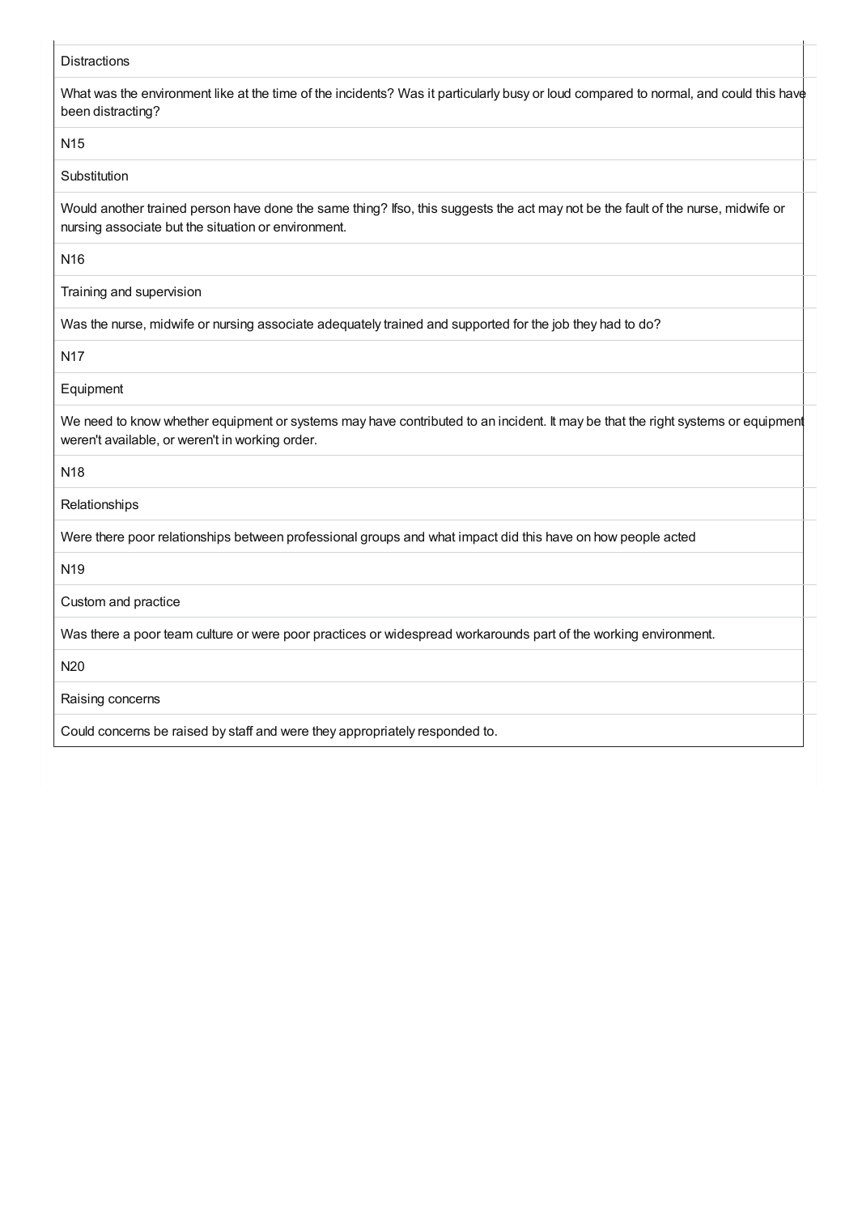| |
|---|
| Distractions |
| What was the environment like at the time of the incidents? Was it particularly busy or loud compared to normal, and could this have been distracting? |
| N15 |
| Substitution |
| Would another trained person have done the same thing? If so, this suggests the act may not be the fault of the nurse, midwife or nursing associate but the situation or environment. |
| N16 |
| Training and supervision |
| Was the nurse, midwife or nursing associate adequately trained and supported for the job they had to do? |
| N17 |
| Equipment |
| We need to know whether equipment or systems may have contributed to an incident. It may be that the right systems or equipment weren't available, or weren't in working order. |
| N18 |
| Relationships |
| Were there poor relationships between professional groups and what impact did this have on how people acted |
| N19 |
| Custom and practice |
| Was there a poor team culture or were poor practices or widespread workarounds part of the working environment. |
| N20 |
| Raising concerns |
| Could concerns be raised by staff and were they appropriately responded to. |